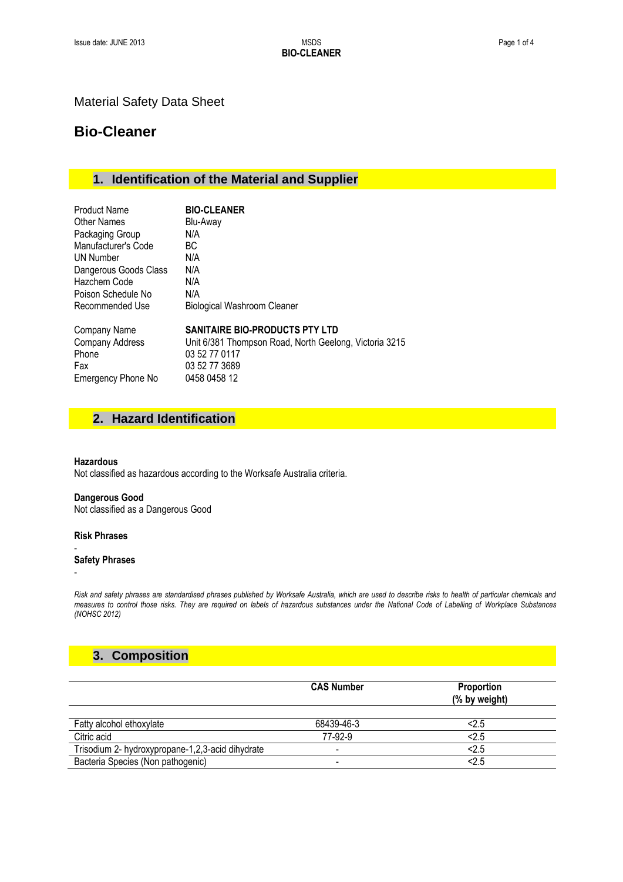Material Safety Data Sheet

# Bio-Cleaner

## 1. Identification of the Material and Supplier

| | |
|---|---|
| Product Name | **BIO-CLEANER** |
| Other Names | Blu-Away |
| Packaging Group | N/A |
| Manufacturer's Code | BC |
| UN Number | N/A |
| Dangerous Goods Class | N/A |
| Hazchem Code | N/A |
| Poison Schedule No | N/A |
| Recommended Use | Biological Washroom Cleaner |

| | |
|---|---|
| Company Name | **SANITAIRE BIO-PRODUCTS PTY LTD** |
| Company Address | Unit 6/381 Thompson Road, North Geelong, Victoria 3215 |
| Phone | 03 52 77 0117 |
| Fax | 03 52 77 3689 |
| Emergency Phone No | 0458 0458 12 |

## 2. Hazard Identification

**Hazardous**

Not classified as hazardous according to the Worksafe Australia criteria.

**Dangerous Good**

Not classified as a Dangerous Good

**Risk Phrases**

-

**Safety Phrases**

-

*Risk and safety phrases are standardised phrases published by Worksafe Australia, which are used to describe risks to health of particular chemicals and measures to control those risks. They are required on labels of hazardous substances under the National Code of Labelling of Workplace Substances (NOHSC 2012)*

## 3. Composition

| | CAS Number | Proportion (% by weight) |
|---|---|---|
| Fatty alcohol ethoxylate | 68439-46-3 | <2.5 |
| Citric acid | 77-92-9 | <2.5 |
| Trisodium 2- hydroxypropane-1,2,3-acid dihydrate | - | <2.5 |
| Bacteria Species (Non pathogenic) | - | <2.5 |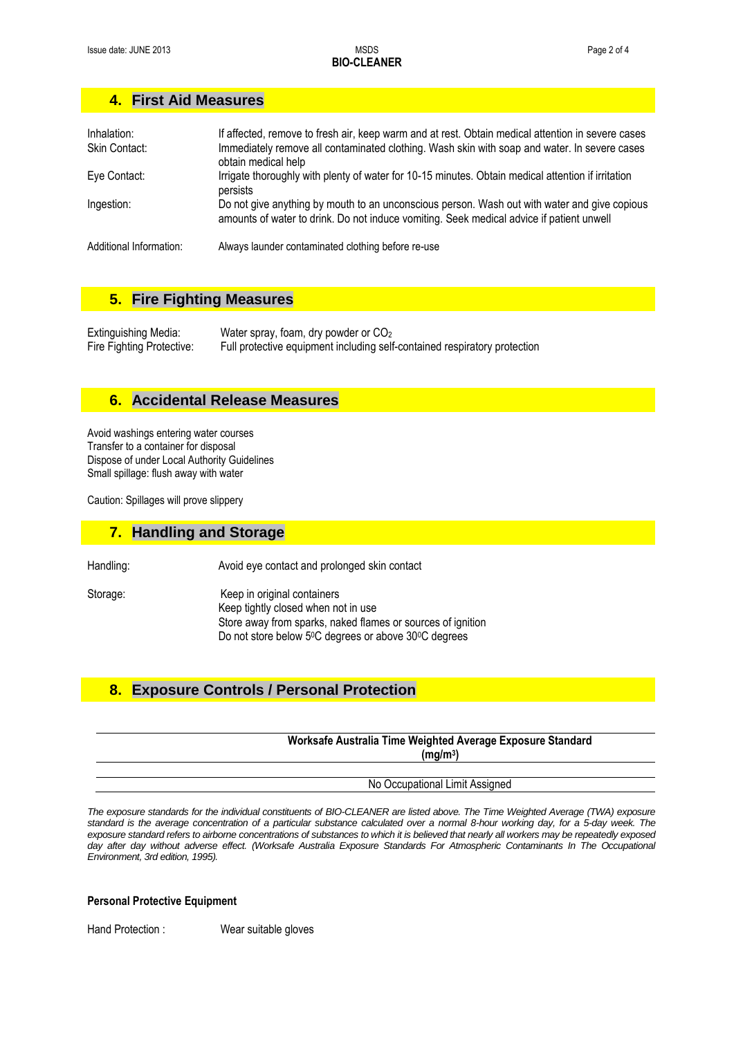## 4. First Aid Measures

| | |
|---|---|
| Inhalation: | If affected, remove to fresh air, keep warm and at rest. Obtain medical attention in severe cases |
| Skin Contact: | Immediately remove all contaminated clothing. Wash skin with soap and water. In severe cases obtain medical help |
| Eye Contact: | Irrigate thoroughly with plenty of water for 10-15 minutes. Obtain medical attention if irritation persists |
| Ingestion: | Do not give anything by mouth to an unconscious person. Wash out with water and give copious amounts of water to drink. Do not induce vomiting. Seek medical advice if patient unwell |
| Additional Information: | Always launder contaminated clothing before re-use |

## 5. Fire Fighting Measures

| | |
|---|---|
| Extinguishing Media: | Water spray, foam, dry powder or $CO_2$ |
| Fire Fighting Protective: | Full protective equipment including self-contained respiratory protection |

## 6. Accidental Release Measures

Avoid washings entering water courses
Transfer to a container for disposal
Dispose of under Local Authority Guidelines
Small spillage: flush away with water

Caution: Spillages will prove slippery

## 7. Handling and Storage

Handling: Avoid eye contact and prolonged skin contact

Storage:
Keep in original containers
Keep tightly closed when not in use
Store away from sparks, naked flames or sources of ignition
Do not store below 5$^0$C degrees or above 30$^0$C degrees

## 8. Exposure Controls / Personal Protection

| | Worksafe Australia Time Weighted Average Exposure Standard (mg/m$^3$) |
|---|---|
| | |
| | No Occupational Limit Assigned |

*The exposure standards for the individual constituents of BIO-CLEANER are listed above. The Time Weighted Average (TWA) exposure standard is the average concentration of a particular substance calculated over a normal 8-hour working day, for a 5-day week. The exposure standard refers to airborne concentrations of substances to which it is believed that nearly all workers may be repeatedly exposed day after day without adverse effect. (Worksafe Australia Exposure Standards For Atmospheric Contaminants In The Occupational Environment, 3rd edition, 1995).*

**Personal Protective Equipment**

Hand Protection : Wear suitable gloves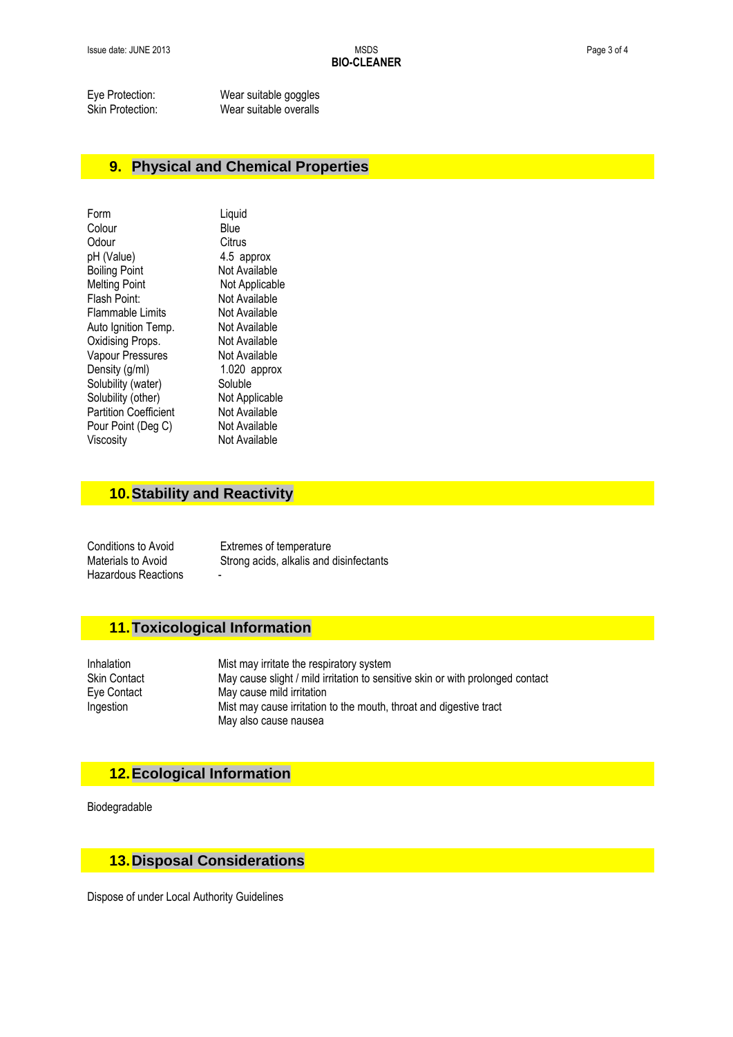| | |
|---|---|
| Eye Protection: | Wear suitable goggles |
| Skin Protection: | Wear suitable overalls |

## 9. Physical and Chemical Properties

| | |
|---|---|
| Form | Liquid |
| Colour | Blue |
| Odour | Citrus |
| pH (Value) | 4.5 approx |
| Boiling Point | Not Available |
| Melting Point | Not Applicable |
| Flash Point: | Not Available |
| Flammable Limits | Not Available |
| Auto Ignition Temp. | Not Available |
| Oxidising Props. | Not Available |
| Vapour Pressures | Not Available |
| Density (g/ml) | 1.020 approx |
| Solubility (water) | Soluble |
| Solubility (other) | Not Applicable |
| Partition Coefficient | Not Available |
| Pour Point (Deg C) | Not Available |
| Viscosity | Not Available |

## 10. Stability and Reactivity

| | |
|---|---|
| Conditions to Avoid | Extremes of temperature |
| Materials to Avoid | Strong acids, alkalis and disinfectants |
| Hazardous Reactions | - |

## 11. Toxicological Information

| | |
|---|---|
| Inhalation | Mist may irritate the respiratory system |
| Skin Contact | May cause slight / mild irritation to sensitive skin or with prolonged contact |
| Eye Contact | May cause mild irritation |
| Ingestion | Mist may cause irritation to the mouth, throat and digestive tract<br>May also cause nausea |

## 12. Ecological Information

Biodegradable

## 13. Disposal Considerations

Dispose of under Local Authority Guidelines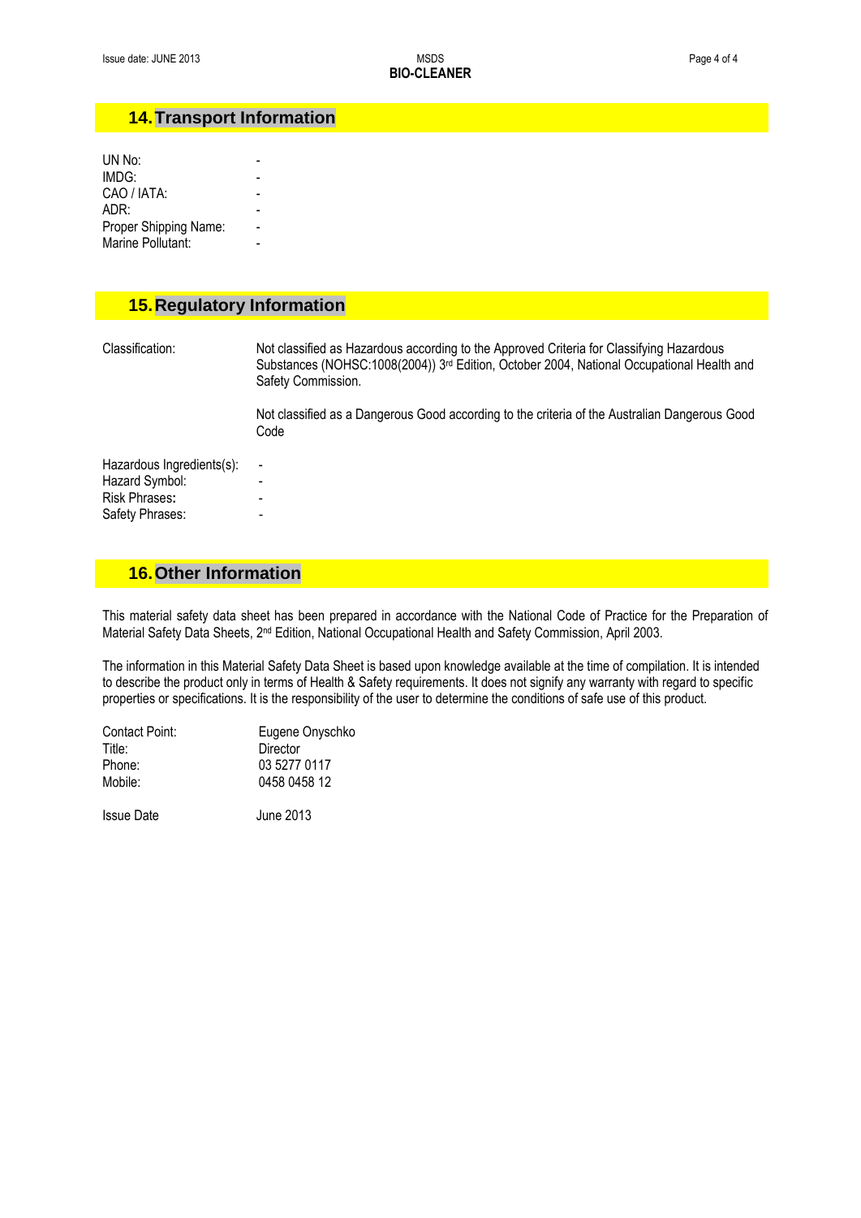## 14. Transport Information

| | |
|---|---|
| UN No: | - |
| IMDG: | - |
| CAO / IATA: | - |
| ADR: | - |
| Proper Shipping Name: | - |
| Marine Pollutant: | - |

## 15. Regulatory Information

Classification: Not classified as Hazardous according to the Approved Criteria for Classifying Hazardous Substances (NOHSC:1008(2004)) 3rd Edition, October 2004, National Occupational Health and Safety Commission.

Not classified as a Dangerous Good according to the criteria of the Australian Dangerous Good Code

| | |
|---|---|
| Hazardous Ingredients(s): | - |
| Hazard Symbol: | - |
| Risk Phrases: | - |
| Safety Phrases: | - |

## 16. Other Information

This material safety data sheet has been prepared in accordance with the National Code of Practice for the Preparation of Material Safety Data Sheets, 2nd Edition, National Occupational Health and Safety Commission, April 2003.

The information in this Material Safety Data Sheet is based upon knowledge available at the time of compilation. It is intended to describe the product only in terms of Health & Safety requirements. It does not signify any warranty with regard to specific properties or specifications. It is the responsibility of the user to determine the conditions of safe use of this product.

| | |
|---|---|
| Contact Point: | Eugene Onyschko |
| Title: | Director |
| Phone: | 03 5277 0117 |
| Mobile: | 0458 0458 12 |

Issue Date June 2013